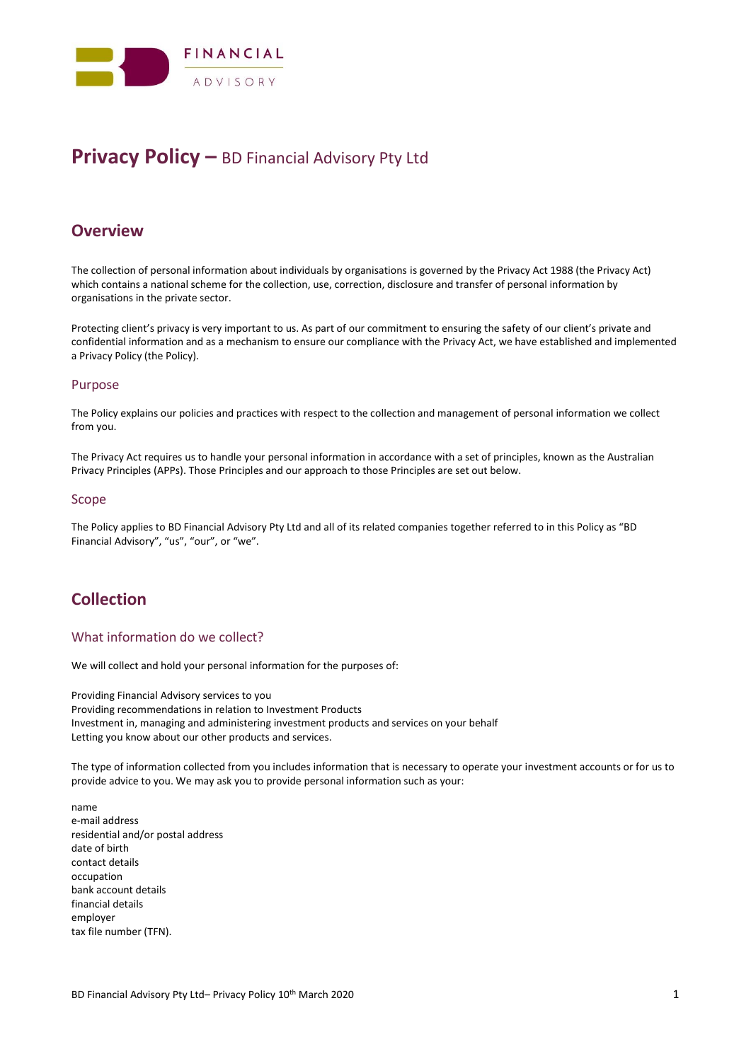# Privacy Policy – BD Financial Advisory Pty Ltd

## Overview

The collection of personal information about individuals by organisations is governed by the Privacy Act 1988 (the Privacy Act) which contains a national scheme for the collection, use, correction, disclosure and transfer of personal information by organisations in the private sector.

Protecting client's privacy is very important to us. As part of our commitment to ensuring the safety of our client's private and confidential information and as a mechanism to ensure our compliance with the Privacy Act, we have established and implemented a Privacy Policy (the Policy).

### Purpose

The Policy explains our policies and practices with respect to the collection and management of personal information we collect from you.

The Privacy Act requires us to handle your personal information in accordance with a set of principles, known as the Australian Privacy Principles (APPs). Those Principles and our approach to those Principles are set out below.

### Scope

The Policy applies to BD Financial Advisory Pty Ltd and all of its related companies together referred to in this Policy as "BD Financial Advisory", "us", "our", or "we".

## Collection

### What information do we collect?

We will collect and hold your personal information for the purposes of:

Providing Financial Advisory services to you
Providing recommendations in relation to Investment Products
Investment in, managing and administering investment products and services on your behalf
Letting you know about our other products and services.

The type of information collected from you includes information that is necessary to operate your investment accounts or for us to provide advice to you. We may ask you to provide personal information such as your:

name
e-mail address
residential and/or postal address
date of birth
contact details
occupation
bank account details
financial details
employer
tax file number (TFN).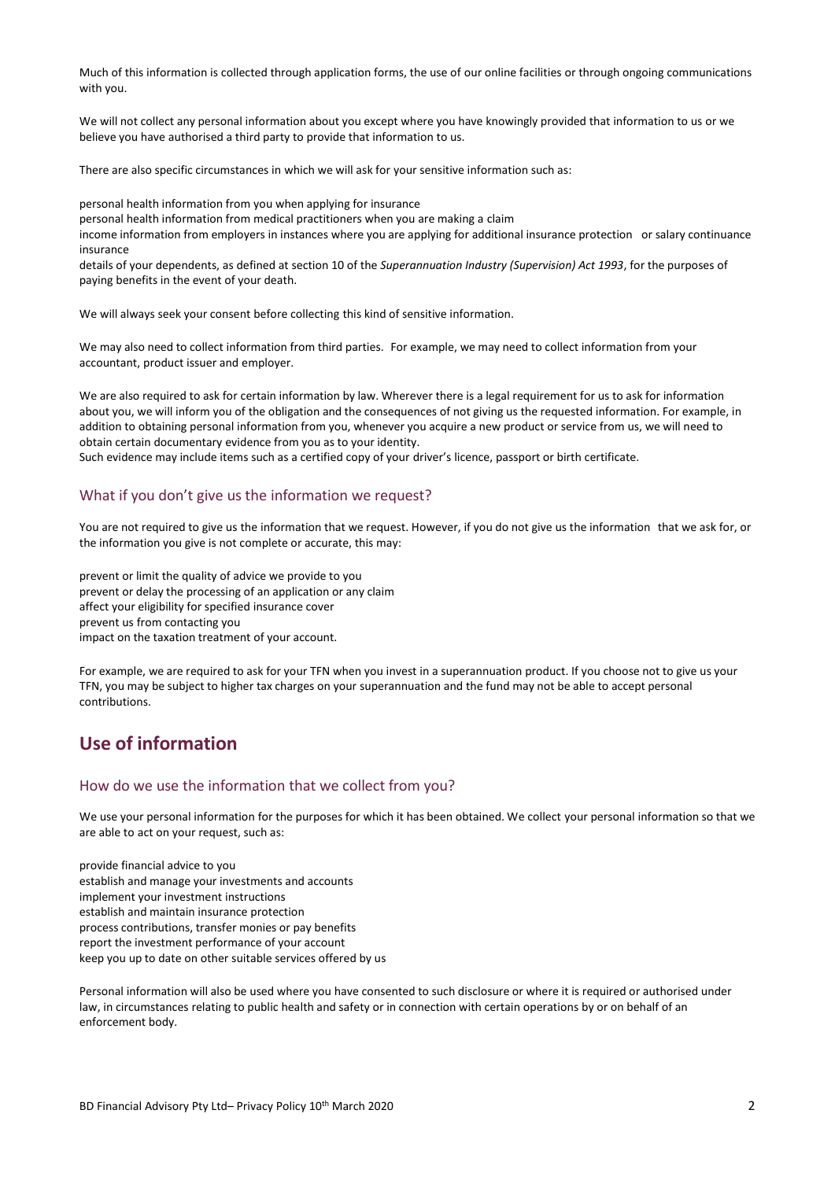Much of this information is collected through application forms, the use of our online facilities or through ongoing communications with you.

We will not collect any personal information about you except where you have knowingly provided that information to us or we believe you have authorised a third party to provide that information to us.

There are also specific circumstances in which we will ask for your sensitive information such as:

- personal health information from you when applying for insurance
- personal health information from medical practitioners when you are making a claim
- income information from employers in instances where you are applying for additional insurance protection or salary continuance insurance
- details of your dependents, as defined at section 10 of the *Superannuation Industry (Supervision) Act 1993*, for the purposes of paying benefits in the event of your death.

We will always seek your consent before collecting this kind of sensitive information.

We may also need to collect information from third parties. For example, we may need to collect information from your accountant, product issuer and employer.

We are also required to ask for certain information by law. Wherever there is a legal requirement for us to ask for information about you, we will inform you of the obligation and the consequences of not giving us the requested information. For example, in addition to obtaining personal information from you, whenever you acquire a new product or service from us, we will need to obtain certain documentary evidence from you as to your identity.
Such evidence may include items such as a certified copy of your driver's licence, passport or birth certificate.

### What if you don't give us the information we request?

You are not required to give us the information that we request. However, if you do not give us the information that we ask for, or the information you give is not complete or accurate, this may:

- prevent or limit the quality of advice we provide to you
- prevent or delay the processing of an application or any claim
- affect your eligibility for specified insurance cover
- prevent us from contacting you
- impact on the taxation treatment of your account.

For example, we are required to ask for your TFN when you invest in a superannuation product. If you choose not to give us your TFN, you may be subject to higher tax charges on your superannuation and the fund may not be able to accept personal contributions.

## Use of information

### How do we use the information that we collect from you?

We use your personal information for the purposes for which it has been obtained. We collect your personal information so that we are able to act on your request, such as:

- provide financial advice to you
- establish and manage your investments and accounts
- implement your investment instructions
- establish and maintain insurance protection
- process contributions, transfer monies or pay benefits
- report the investment performance of your account
- keep you up to date on other suitable services offered by us

Personal information will also be used where you have consented to such disclosure or where it is required or authorised under law, in circumstances relating to public health and safety or in connection with certain operations by or on behalf of an enforcement body.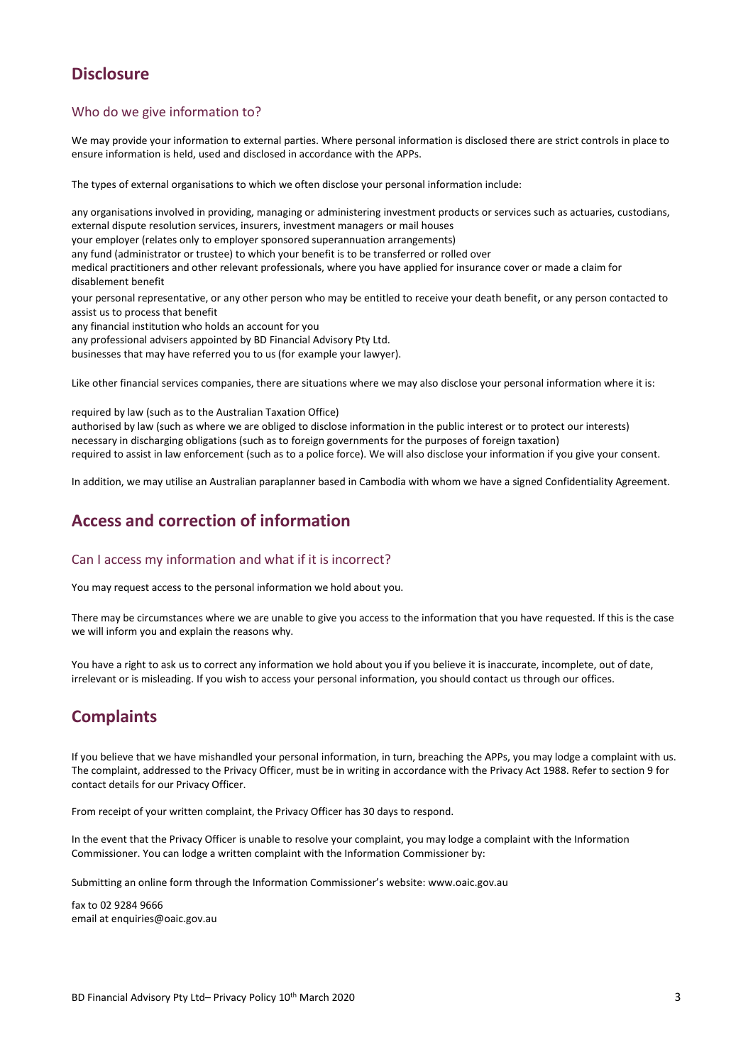## Disclosure

### Who do we give information to?

We may provide your information to external parties. Where personal information is disclosed there are strict controls in place to ensure information is held, used and disclosed in accordance with the APPs.

The types of external organisations to which we often disclose your personal information include:

any organisations involved in providing, managing or administering investment products or services such as actuaries, custodians, external dispute resolution services, insurers, investment managers or mail houses
your employer (relates only to employer sponsored superannuation arrangements)
any fund (administrator or trustee) to which your benefit is to be transferred or rolled over
medical practitioners and other relevant professionals, where you have applied for insurance cover or made a claim for disablement benefit
your personal representative, or any other person who may be entitled to receive your death benefit, or any person contacted to assist us to process that benefit
any financial institution who holds an account for you
any professional advisers appointed by BD Financial Advisory Pty Ltd.
businesses that may have referred you to us (for example your lawyer).

Like other financial services companies, there are situations where we may also disclose your personal information where it is:

required by law (such as to the Australian Taxation Office)
authorised by law (such as where we are obliged to disclose information in the public interest or to protect our interests)
necessary in discharging obligations (such as to foreign governments for the purposes of foreign taxation)
required to assist in law enforcement (such as to a police force). We will also disclose your information if you give your consent.

In addition, we may utilise an Australian paraplanner based in Cambodia with whom we have a signed Confidentiality Agreement.

## Access and correction of information

### Can I access my information and what if it is incorrect?

You may request access to the personal information we hold about you.

There may be circumstances where we are unable to give you access to the information that you have requested. If this is the case we will inform you and explain the reasons why.

You have a right to ask us to correct any information we hold about you if you believe it is inaccurate, incomplete, out of date, irrelevant or is misleading. If you wish to access your personal information, you should contact us through our offices.

## Complaints

If you believe that we have mishandled your personal information, in turn, breaching the APPs, you may lodge a complaint with us. The complaint, addressed to the Privacy Officer, must be in writing in accordance with the Privacy Act 1988. Refer to section 9 for contact details for our Privacy Officer.

From receipt of your written complaint, the Privacy Officer has 30 days to respond.

In the event that the Privacy Officer is unable to resolve your complaint, you may lodge a complaint with the Information Commissioner. You can lodge a written complaint with the Information Commissioner by:

Submitting an online form through the Information Commissioner's website: www.oaic.gov.au

fax to 02 9284 9666
email at enquiries@oaic.gov.au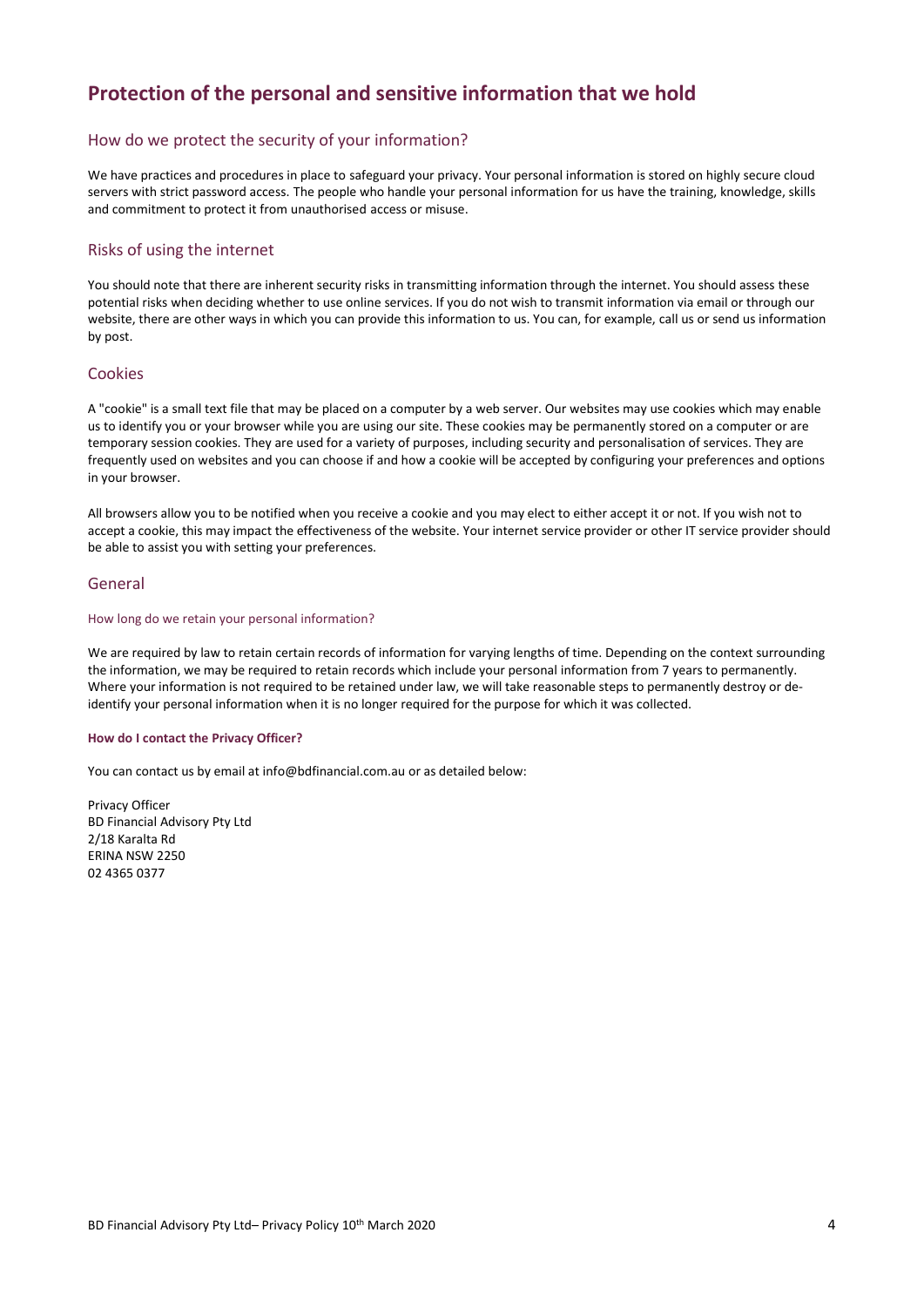# Protection of the personal and sensitive information that we hold

## How do we protect the security of your information?

We have practices and procedures in place to safeguard your privacy. Your personal information is stored on highly secure cloud servers with strict password access. The people who handle your personal information for us have the training, knowledge, skills and commitment to protect it from unauthorised access or misuse.

## Risks of using the internet

You should note that there are inherent security risks in transmitting information through the internet. You should assess these potential risks when deciding whether to use online services. If you do not wish to transmit information via email or through our website, there are other ways in which you can provide this information to us. You can, for example, call us or send us information by post.

## Cookies

A "cookie" is a small text file that may be placed on a computer by a web server. Our websites may use cookies which may enable us to identify you or your browser while you are using our site. These cookies may be permanently stored on a computer or are temporary session cookies. They are used for a variety of purposes, including security and personalisation of services. They are frequently used on websites and you can choose if and how a cookie will be accepted by configuring your preferences and options in your browser.

All browsers allow you to be notified when you receive a cookie and you may elect to either accept it or not. If you wish not to accept a cookie, this may impact the effectiveness of the website. Your internet service provider or other IT service provider should be able to assist you with setting your preferences.

## General

### How long do we retain your personal information?

We are required by law to retain certain records of information for varying lengths of time. Depending on the context surrounding the information, we may be required to retain records which include your personal information from 7 years to permanently. Where your information is not required to be retained under law, we will take reasonable steps to permanently destroy or de-identify your personal information when it is no longer required for the purpose for which it was collected.

### **How do I contact the Privacy Officer?**

You can contact us by email at info@bdfinancial.com.au or as detailed below:

Privacy Officer
BD Financial Advisory Pty Ltd
2/18 Karalta Rd
ERINA NSW 2250
02 4365 0377